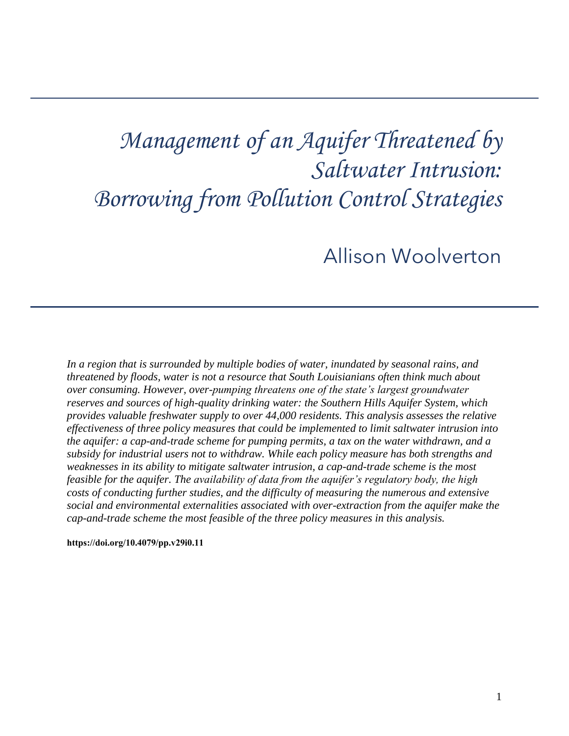# Management of an Aquifer Threatened by Saltwater Intrusion: Borrowing from Pollution Control Strategies

## Allison Woolverton

*In a region that is surrounded by multiple bodies of water, inundated by seasonal rains, and threatened by floods, water is not a resource that South Louisianians often think much about over consuming. However, over-pumping threatens one of the state's largest groundwater reserves and sources of high-quality drinking water: the Southern Hills Aquifer System, which provides valuable freshwater supply to over 44,000 residents. This analysis assesses the relative effectiveness of three policy measures that could be implemented to limit saltwater intrusion into the aquifer: a cap-and-trade scheme for pumping permits, a tax on the water withdrawn, and a subsidy for industrial users not to withdraw. While each policy measure has both strengths and weaknesses in its ability to mitigate saltwater intrusion, a cap-and-trade scheme is the most feasible for the aquifer. The availability of data from the aquifer's regulatory body, the high costs of conducting further studies, and the difficulty of measuring the numerous and extensive social and environmental externalities associated with over-extraction from the aquifer make the cap-and-trade scheme the most feasible of the three policy measures in this analysis.*

**https://doi.org/10.4079/pp.v29i0.11**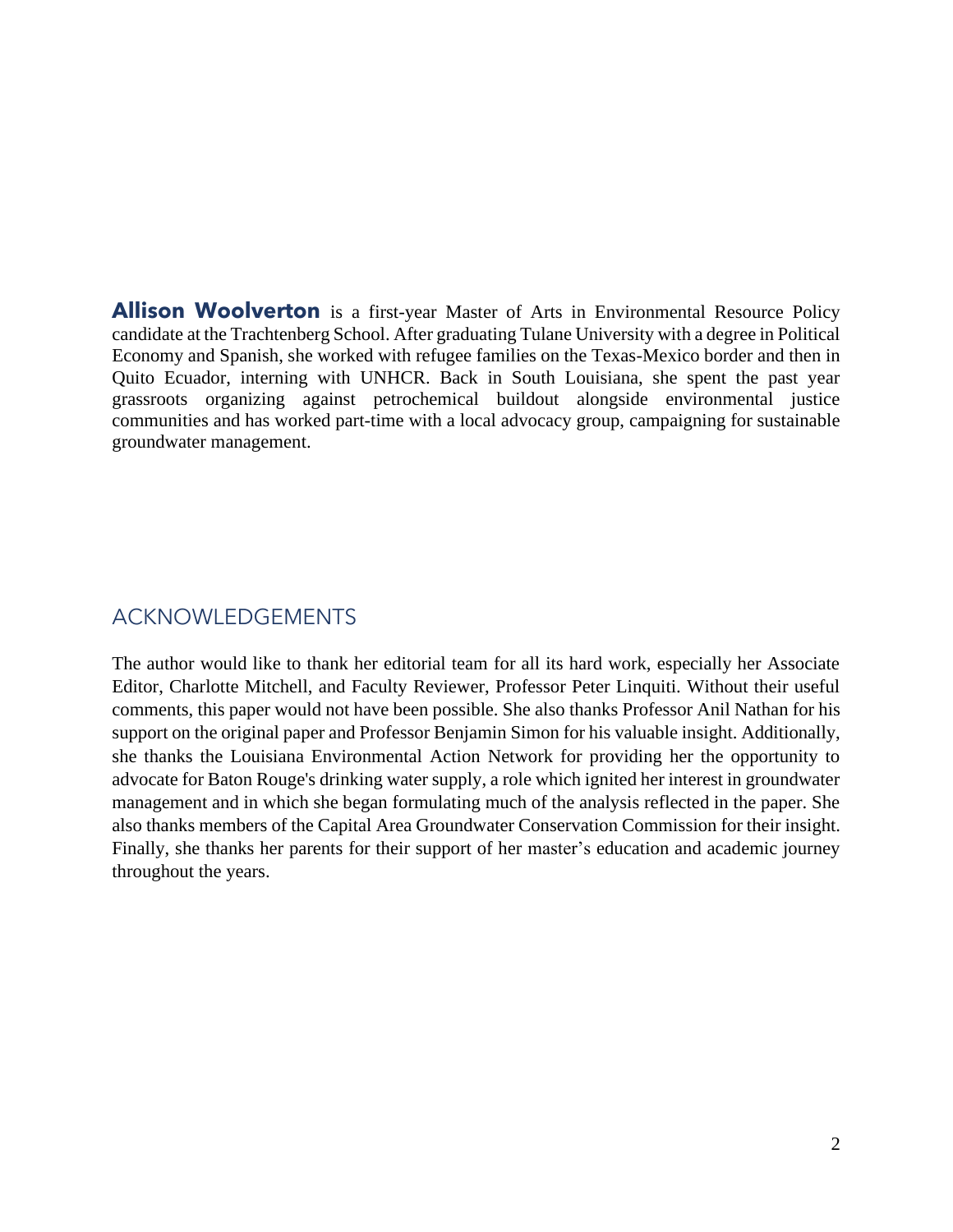**Allison Woolverton** is a first-year Master of Arts in Environmental Resource Policy candidate at the Trachtenberg School. After graduating Tulane University with a degree in Political Economy and Spanish, she worked with refugee families on the Texas-Mexico border and then in Quito Ecuador, interning with UNHCR. Back in South Louisiana, she spent the past year grassroots organizing against petrochemical buildout alongside environmental justice communities and has worked part-time with a local advocacy group, campaigning for sustainable groundwater management.

## ACKNOWLEDGEMENTS

The author would like to thank her editorial team for all its hard work, especially her Associate Editor, Charlotte Mitchell, and Faculty Reviewer, Professor Peter Linquiti. Without their useful comments, this paper would not have been possible. She also thanks Professor Anil Nathan for his support on the original paper and Professor Benjamin Simon for his valuable insight. Additionally, she thanks the Louisiana Environmental Action Network for providing her the opportunity to advocate for Baton Rouge's drinking water supply, a role which ignited her interest in groundwater management and in which she began formulating much of the analysis reflected in the paper. She also thanks members of the Capital Area Groundwater Conservation Commission for their insight. Finally, she thanks her parents for their support of her master's education and academic journey throughout the years.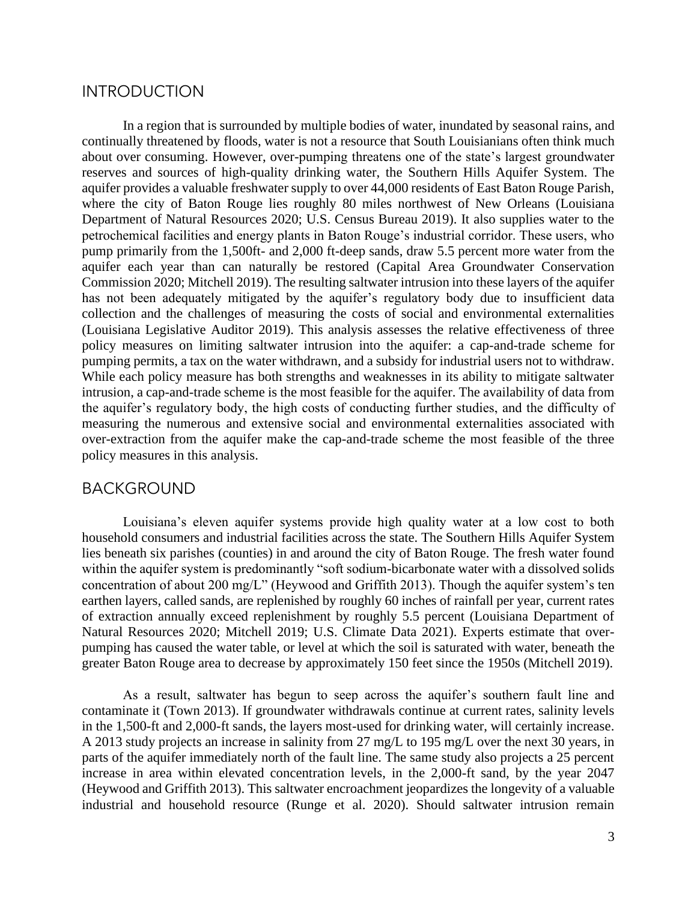## INTRODUCTION

In a region that is surrounded by multiple bodies of water, inundated by seasonal rains, and continually threatened by floods, water is not a resource that South Louisianians often think much about over consuming. However, over-pumping threatens one of the state's largest groundwater reserves and sources of high-quality drinking water, the Southern Hills Aquifer System. The aquifer provides a valuable freshwater supply to over 44,000 residents of East Baton Rouge Parish, where the city of Baton Rouge lies roughly 80 miles northwest of New Orleans (Louisiana Department of Natural Resources 2020; U.S. Census Bureau 2019). It also supplies water to the petrochemical facilities and energy plants in Baton Rouge's industrial corridor. These users, who pump primarily from the 1,500ft- and 2,000 ft-deep sands, draw 5.5 percent more water from the aquifer each year than can naturally be restored (Capital Area Groundwater Conservation Commission 2020; Mitchell 2019). The resulting saltwater intrusion into these layers of the aquifer has not been adequately mitigated by the aquifer's regulatory body due to insufficient data collection and the challenges of measuring the costs of social and environmental externalities (Louisiana Legislative Auditor 2019). This analysis assesses the relative effectiveness of three policy measures on limiting saltwater intrusion into the aquifer: a cap-and-trade scheme for pumping permits, a tax on the water withdrawn, and a subsidy for industrial users not to withdraw. While each policy measure has both strengths and weaknesses in its ability to mitigate saltwater intrusion, a cap-and-trade scheme is the most feasible for the aquifer. The availability of data from the aquifer's regulatory body, the high costs of conducting further studies, and the difficulty of measuring the numerous and extensive social and environmental externalities associated with over-extraction from the aquifer make the cap-and-trade scheme the most feasible of the three policy measures in this analysis.

## BACKGROUND

Louisiana's eleven aquifer systems provide high quality water at a low cost to both household consumers and industrial facilities across the state. The Southern Hills Aquifer System lies beneath six parishes (counties) in and around the city of Baton Rouge. The fresh water found within the aquifer system is predominantly "soft sodium-bicarbonate water with a dissolved solids concentration of about 200 mg/L" (Heywood and Griffith 2013). Though the aquifer system's ten earthen layers, called sands, are replenished by roughly 60 inches of rainfall per year, current rates of extraction annually exceed replenishment by roughly 5.5 percent (Louisiana Department of Natural Resources 2020; Mitchell 2019; U.S. Climate Data 2021). Experts estimate that over-pumping has caused the water table, or level at which the soil is saturated with water, beneath the greater Baton Rouge area to decrease by approximately 150 feet since the 1950s (Mitchell 2019).

As a result, saltwater has begun to seep across the aquifer's southern fault line and contaminate it (Town 2013). If groundwater withdrawals continue at current rates, salinity levels in the 1,500-ft and 2,000-ft sands, the layers most-used for drinking water, will certainly increase. A 2013 study projects an increase in salinity from 27 mg/L to 195 mg/L over the next 30 years, in parts of the aquifer immediately north of the fault line. The same study also projects a 25 percent increase in area within elevated concentration levels, in the 2,000-ft sand, by the year 2047 (Heywood and Griffith 2013). This saltwater encroachment jeopardizes the longevity of a valuable industrial and household resource (Runge et al. 2020). Should saltwater intrusion remain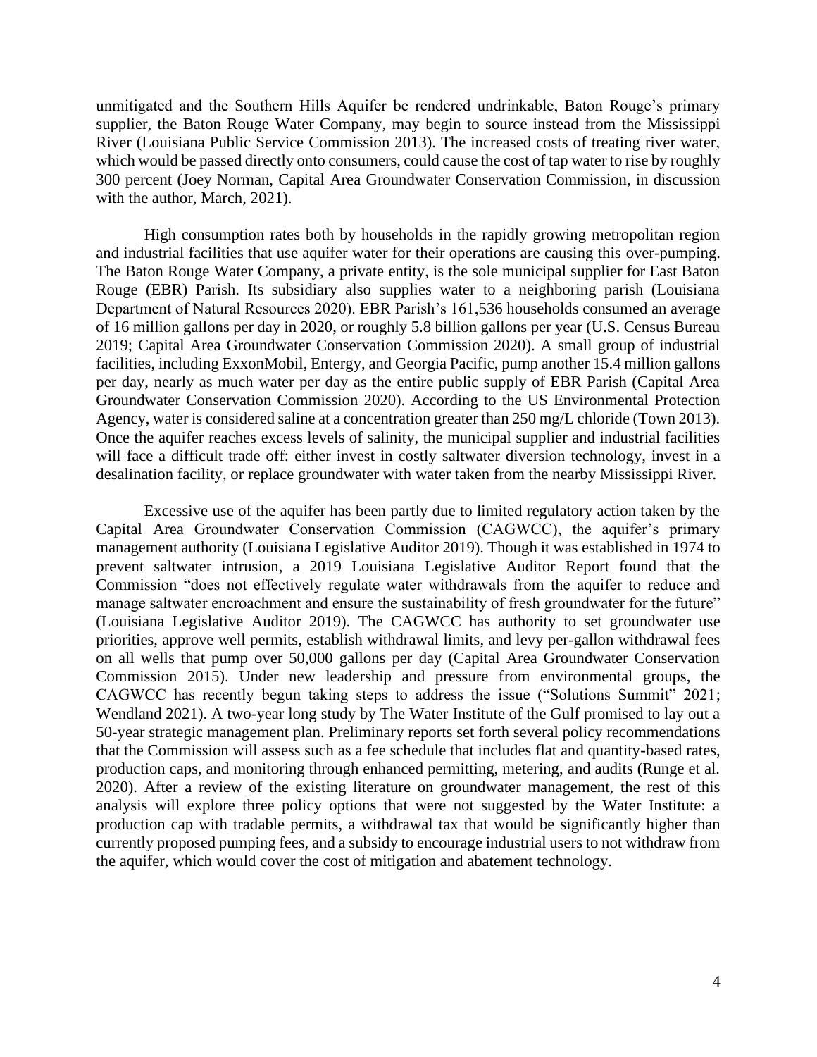unmitigated and the Southern Hills Aquifer be rendered undrinkable, Baton Rouge's primary supplier, the Baton Rouge Water Company, may begin to source instead from the Mississippi River (Louisiana Public Service Commission 2013). The increased costs of treating river water, which would be passed directly onto consumers, could cause the cost of tap water to rise by roughly 300 percent (Joey Norman, Capital Area Groundwater Conservation Commission, in discussion with the author, March, 2021).

High consumption rates both by households in the rapidly growing metropolitan region and industrial facilities that use aquifer water for their operations are causing this over-pumping. The Baton Rouge Water Company, a private entity, is the sole municipal supplier for East Baton Rouge (EBR) Parish. Its subsidiary also supplies water to a neighboring parish (Louisiana Department of Natural Resources 2020). EBR Parish's 161,536 households consumed an average of 16 million gallons per day in 2020, or roughly 5.8 billion gallons per year (U.S. Census Bureau 2019; Capital Area Groundwater Conservation Commission 2020). A small group of industrial facilities, including ExxonMobil, Entergy, and Georgia Pacific, pump another 15.4 million gallons per day, nearly as much water per day as the entire public supply of EBR Parish (Capital Area Groundwater Conservation Commission 2020). According to the US Environmental Protection Agency, water is considered saline at a concentration greater than 250 mg/L chloride (Town 2013). Once the aquifer reaches excess levels of salinity, the municipal supplier and industrial facilities will face a difficult trade off: either invest in costly saltwater diversion technology, invest in a desalination facility, or replace groundwater with water taken from the nearby Mississippi River.

Excessive use of the aquifer has been partly due to limited regulatory action taken by the Capital Area Groundwater Conservation Commission (CAGWCC), the aquifer's primary management authority (Louisiana Legislative Auditor 2019). Though it was established in 1974 to prevent saltwater intrusion, a 2019 Louisiana Legislative Auditor Report found that the Commission "does not effectively regulate water withdrawals from the aquifer to reduce and manage saltwater encroachment and ensure the sustainability of fresh groundwater for the future" (Louisiana Legislative Auditor 2019). The CAGWCC has authority to set groundwater use priorities, approve well permits, establish withdrawal limits, and levy per-gallon withdrawal fees on all wells that pump over 50,000 gallons per day (Capital Area Groundwater Conservation Commission 2015). Under new leadership and pressure from environmental groups, the CAGWCC has recently begun taking steps to address the issue ("Solutions Summit" 2021; Wendland 2021). A two-year long study by The Water Institute of the Gulf promised to lay out a 50-year strategic management plan. Preliminary reports set forth several policy recommendations that the Commission will assess such as a fee schedule that includes flat and quantity-based rates, production caps, and monitoring through enhanced permitting, metering, and audits (Runge et al. 2020). After a review of the existing literature on groundwater management, the rest of this analysis will explore three policy options that were not suggested by the Water Institute: a production cap with tradable permits, a withdrawal tax that would be significantly higher than currently proposed pumping fees, and a subsidy to encourage industrial users to not withdraw from the aquifer, which would cover the cost of mitigation and abatement technology.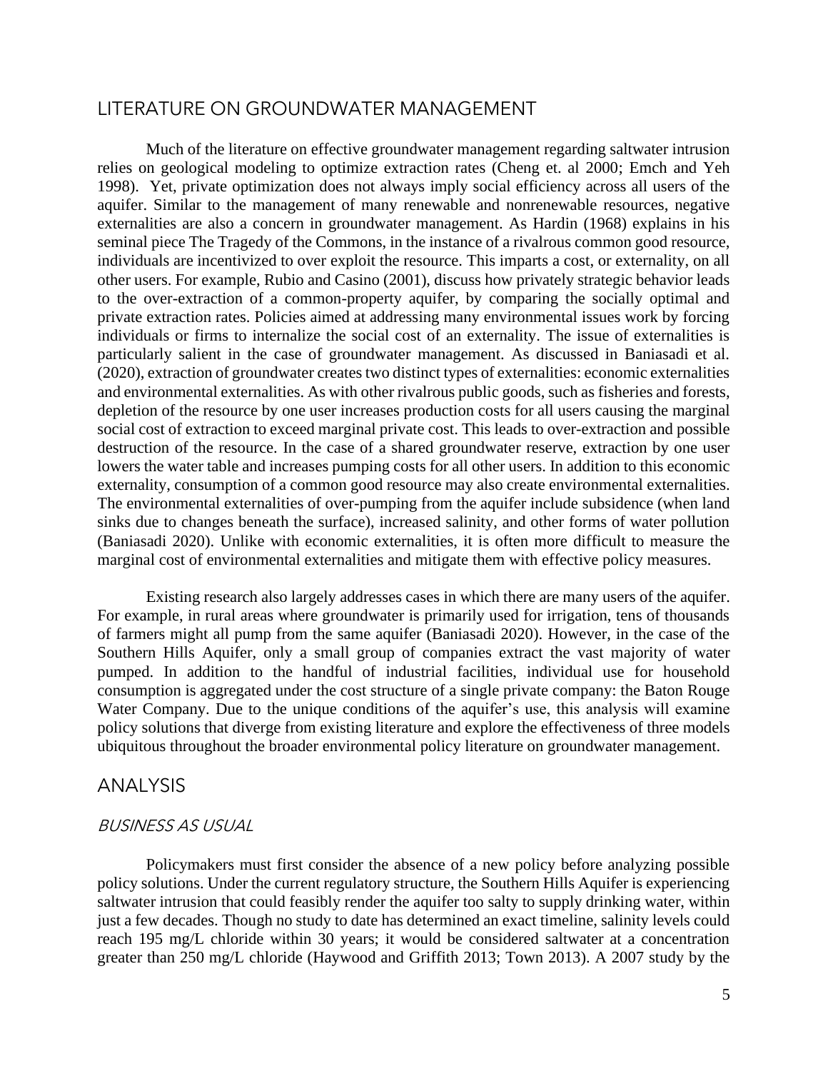## LITERATURE ON GROUNDWATER MANAGEMENT

Much of the literature on effective groundwater management regarding saltwater intrusion relies on geological modeling to optimize extraction rates (Cheng et. al 2000; Emch and Yeh 1998). Yet, private optimization does not always imply social efficiency across all users of the aquifer. Similar to the management of many renewable and nonrenewable resources, negative externalities are also a concern in groundwater management. As Hardin (1968) explains in his seminal piece The Tragedy of the Commons, in the instance of a rivalrous common good resource, individuals are incentivized to over exploit the resource. This imparts a cost, or externality, on all other users. For example, Rubio and Casino (2001), discuss how privately strategic behavior leads to the over-extraction of a common-property aquifer, by comparing the socially optimal and private extraction rates. Policies aimed at addressing many environmental issues work by forcing individuals or firms to internalize the social cost of an externality. The issue of externalities is particularly salient in the case of groundwater management. As discussed in Baniasadi et al. (2020), extraction of groundwater creates two distinct types of externalities: economic externalities and environmental externalities. As with other rivalrous public goods, such as fisheries and forests, depletion of the resource by one user increases production costs for all users causing the marginal social cost of extraction to exceed marginal private cost. This leads to over-extraction and possible destruction of the resource. In the case of a shared groundwater reserve, extraction by one user lowers the water table and increases pumping costs for all other users. In addition to this economic externality, consumption of a common good resource may also create environmental externalities. The environmental externalities of over-pumping from the aquifer include subsidence (when land sinks due to changes beneath the surface), increased salinity, and other forms of water pollution (Baniasadi 2020). Unlike with economic externalities, it is often more difficult to measure the marginal cost of environmental externalities and mitigate them with effective policy measures.

Existing research also largely addresses cases in which there are many users of the aquifer. For example, in rural areas where groundwater is primarily used for irrigation, tens of thousands of farmers might all pump from the same aquifer (Baniasadi 2020). However, in the case of the Southern Hills Aquifer, only a small group of companies extract the vast majority of water pumped. In addition to the handful of industrial facilities, individual use for household consumption is aggregated under the cost structure of a single private company: the Baton Rouge Water Company. Due to the unique conditions of the aquifer's use, this analysis will examine policy solutions that diverge from existing literature and explore the effectiveness of three models ubiquitous throughout the broader environmental policy literature on groundwater management.

## ANALYSIS

### *BUSINESS AS USUAL*

Policymakers must first consider the absence of a new policy before analyzing possible policy solutions. Under the current regulatory structure, the Southern Hills Aquifer is experiencing saltwater intrusion that could feasibly render the aquifer too salty to supply drinking water, within just a few decades. Though no study to date has determined an exact timeline, salinity levels could reach 195 mg/L chloride within 30 years; it would be considered saltwater at a concentration greater than 250 mg/L chloride (Haywood and Griffith 2013; Town 2013). A 2007 study by the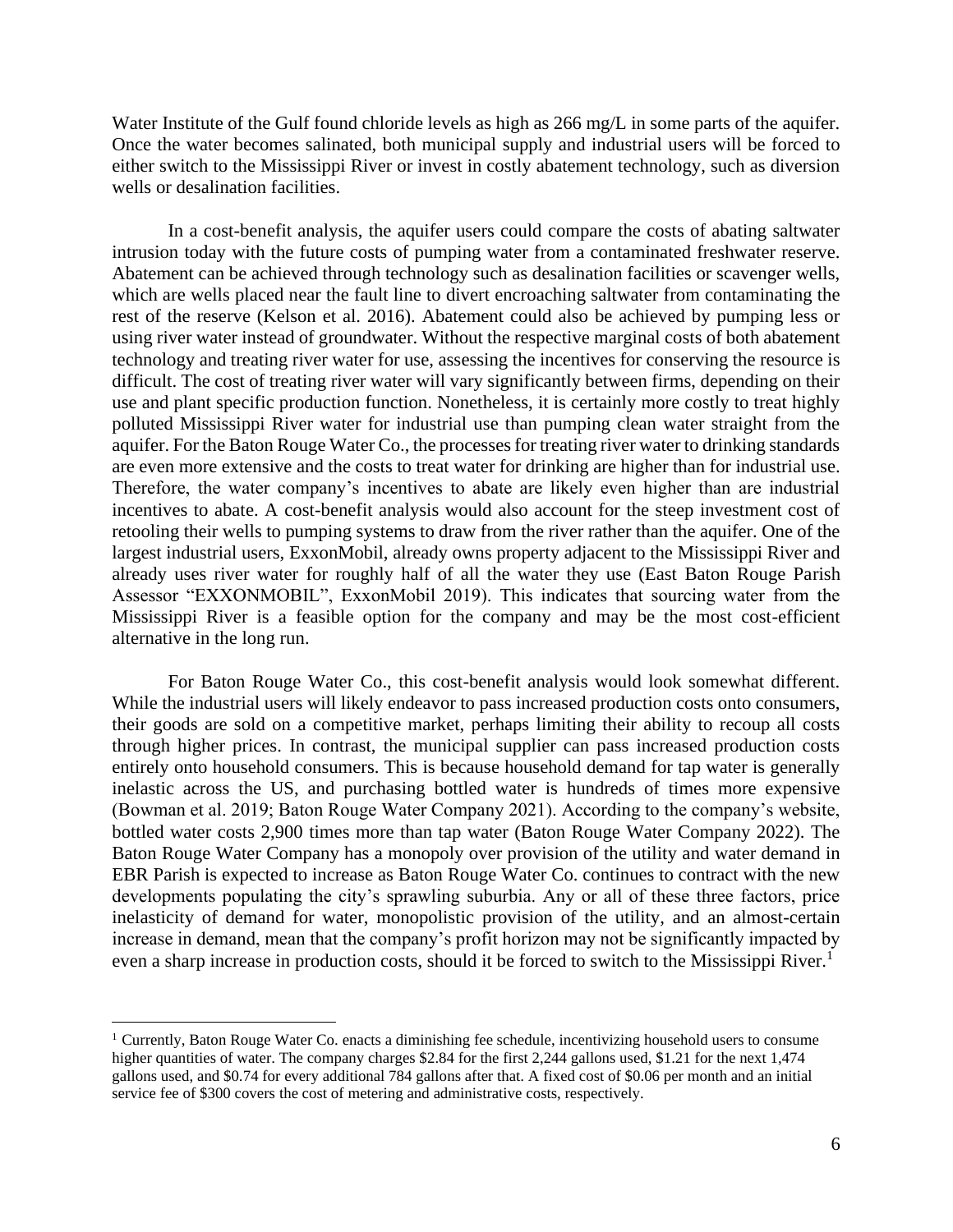Water Institute of the Gulf found chloride levels as high as 266 mg/L in some parts of the aquifer. Once the water becomes salinated, both municipal supply and industrial users will be forced to either switch to the Mississippi River or invest in costly abatement technology, such as diversion wells or desalination facilities.

In a cost-benefit analysis, the aquifer users could compare the costs of abating saltwater intrusion today with the future costs of pumping water from a contaminated freshwater reserve. Abatement can be achieved through technology such as desalination facilities or scavenger wells, which are wells placed near the fault line to divert encroaching saltwater from contaminating the rest of the reserve (Kelson et al. 2016). Abatement could also be achieved by pumping less or using river water instead of groundwater. Without the respective marginal costs of both abatement technology and treating river water for use, assessing the incentives for conserving the resource is difficult. The cost of treating river water will vary significantly between firms, depending on their use and plant specific production function. Nonetheless, it is certainly more costly to treat highly polluted Mississippi River water for industrial use than pumping clean water straight from the aquifer. For the Baton Rouge Water Co., the processes for treating river water to drinking standards are even more extensive and the costs to treat water for drinking are higher than for industrial use. Therefore, the water company's incentives to abate are likely even higher than are industrial incentives to abate. A cost-benefit analysis would also account for the steep investment cost of retooling their wells to pumping systems to draw from the river rather than the aquifer. One of the largest industrial users, ExxonMobil, already owns property adjacent to the Mississippi River and already uses river water for roughly half of all the water they use (East Baton Rouge Parish Assessor "EXXONMOBIL", ExxonMobil 2019). This indicates that sourcing water from the Mississippi River is a feasible option for the company and may be the most cost-efficient alternative in the long run.

For Baton Rouge Water Co., this cost-benefit analysis would look somewhat different. While the industrial users will likely endeavor to pass increased production costs onto consumers, their goods are sold on a competitive market, perhaps limiting their ability to recoup all costs through higher prices. In contrast, the municipal supplier can pass increased production costs entirely onto household consumers. This is because household demand for tap water is generally inelastic across the US, and purchasing bottled water is hundreds of times more expensive (Bowman et al. 2019; Baton Rouge Water Company 2021). According to the company's website, bottled water costs 2,900 times more than tap water (Baton Rouge Water Company 2022). The Baton Rouge Water Company has a monopoly over provision of the utility and water demand in EBR Parish is expected to increase as Baton Rouge Water Co. continues to contract with the new developments populating the city's sprawling suburbia. Any or all of these three factors, price inelasticity of demand for water, monopolistic provision of the utility, and an almost-certain increase in demand, mean that the company's profit horizon may not be significantly impacted by even a sharp increase in production costs, should it be forced to switch to the Mississippi River.[1]

[1] Currently, Baton Rouge Water Co. enacts a diminishing fee schedule, incentivizing household users to consume higher quantities of water. The company charges $2.84 for the first 2,244 gallons used, $1.21 for the next 1,474 gallons used, and $0.74 for every additional 784 gallons after that. A fixed cost of $0.06 per month and an initial service fee of $300 covers the cost of metering and administrative costs, respectively.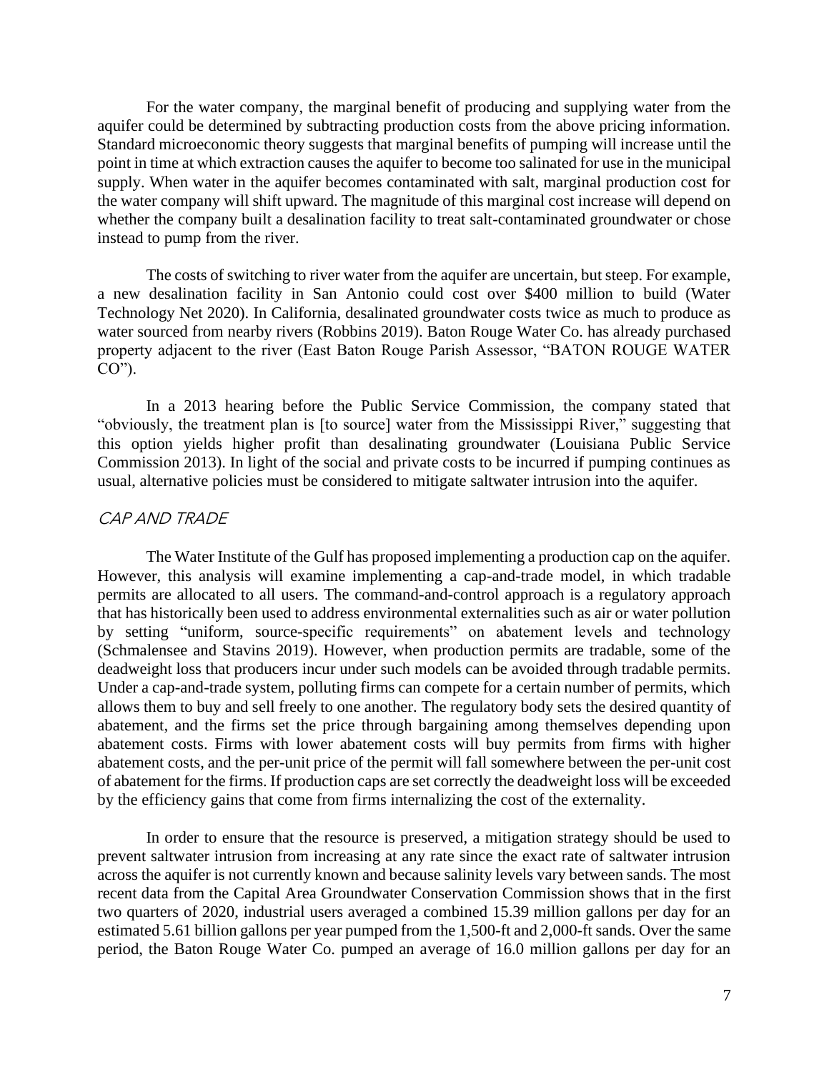For the water company, the marginal benefit of producing and supplying water from the aquifer could be determined by subtracting production costs from the above pricing information. Standard microeconomic theory suggests that marginal benefits of pumping will increase until the point in time at which extraction causes the aquifer to become too salinated for use in the municipal supply. When water in the aquifer becomes contaminated with salt, marginal production cost for the water company will shift upward. The magnitude of this marginal cost increase will depend on whether the company built a desalination facility to treat salt-contaminated groundwater or chose instead to pump from the river.

The costs of switching to river water from the aquifer are uncertain, but steep. For example, a new desalination facility in San Antonio could cost over $400 million to build (Water Technology Net 2020). In California, desalinated groundwater costs twice as much to produce as water sourced from nearby rivers (Robbins 2019). Baton Rouge Water Co. has already purchased property adjacent to the river (East Baton Rouge Parish Assessor, "BATON ROUGE WATER CO").

In a 2013 hearing before the Public Service Commission, the company stated that "obviously, the treatment plan is [to source] water from the Mississippi River," suggesting that this option yields higher profit than desalinating groundwater (Louisiana Public Service Commission 2013). In light of the social and private costs to be incurred if pumping continues as usual, alternative policies must be considered to mitigate saltwater intrusion into the aquifer.

## *CAP AND TRADE*

The Water Institute of the Gulf has proposed implementing a production cap on the aquifer. However, this analysis will examine implementing a cap-and-trade model, in which tradable permits are allocated to all users. The command-and-control approach is a regulatory approach that has historically been used to address environmental externalities such as air or water pollution by setting "uniform, source-specific requirements" on abatement levels and technology (Schmalensee and Stavins 2019). However, when production permits are tradable, some of the deadweight loss that producers incur under such models can be avoided through tradable permits. Under a cap-and-trade system, polluting firms can compete for a certain number of permits, which allows them to buy and sell freely to one another. The regulatory body sets the desired quantity of abatement, and the firms set the price through bargaining among themselves depending upon abatement costs. Firms with lower abatement costs will buy permits from firms with higher abatement costs, and the per-unit price of the permit will fall somewhere between the per-unit cost of abatement for the firms. If production caps are set correctly the deadweight loss will be exceeded by the efficiency gains that come from firms internalizing the cost of the externality.

In order to ensure that the resource is preserved, a mitigation strategy should be used to prevent saltwater intrusion from increasing at any rate since the exact rate of saltwater intrusion across the aquifer is not currently known and because salinity levels vary between sands. The most recent data from the Capital Area Groundwater Conservation Commission shows that in the first two quarters of 2020, industrial users averaged a combined 15.39 million gallons per day for an estimated 5.61 billion gallons per year pumped from the 1,500-ft and 2,000-ft sands. Over the same period, the Baton Rouge Water Co. pumped an average of 16.0 million gallons per day for an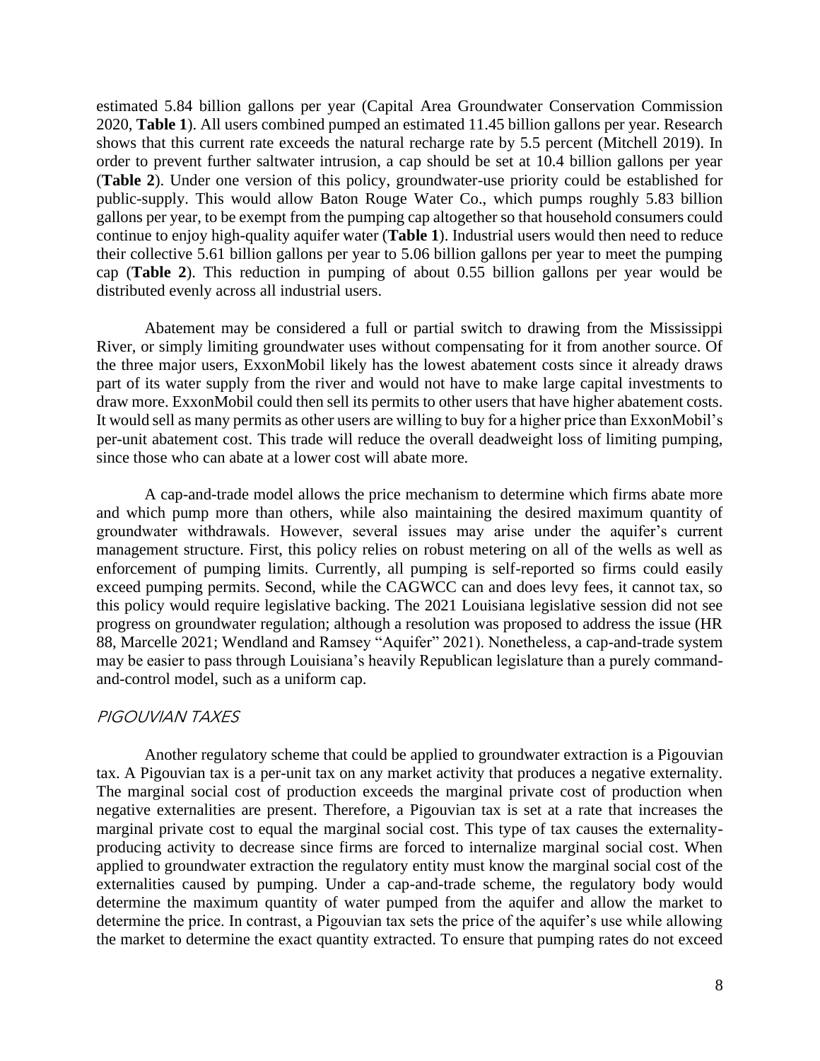estimated 5.84 billion gallons per year (Capital Area Groundwater Conservation Commission 2020, **Table 1**). All users combined pumped an estimated 11.45 billion gallons per year. Research shows that this current rate exceeds the natural recharge rate by 5.5 percent (Mitchell 2019). In order to prevent further saltwater intrusion, a cap should be set at 10.4 billion gallons per year (**Table 2**). Under one version of this policy, groundwater-use priority could be established for public-supply. This would allow Baton Rouge Water Co., which pumps roughly 5.83 billion gallons per year, to be exempt from the pumping cap altogether so that household consumers could continue to enjoy high-quality aquifer water (**Table 1**). Industrial users would then need to reduce their collective 5.61 billion gallons per year to 5.06 billion gallons per year to meet the pumping cap (**Table 2**). This reduction in pumping of about 0.55 billion gallons per year would be distributed evenly across all industrial users.

Abatement may be considered a full or partial switch to drawing from the Mississippi River, or simply limiting groundwater uses without compensating for it from another source. Of the three major users, ExxonMobil likely has the lowest abatement costs since it already draws part of its water supply from the river and would not have to make large capital investments to draw more. ExxonMobil could then sell its permits to other users that have higher abatement costs. It would sell as many permits as other users are willing to buy for a higher price than ExxonMobil's per-unit abatement cost. This trade will reduce the overall deadweight loss of limiting pumping, since those who can abate at a lower cost will abate more.

A cap-and-trade model allows the price mechanism to determine which firms abate more and which pump more than others, while also maintaining the desired maximum quantity of groundwater withdrawals. However, several issues may arise under the aquifer's current management structure. First, this policy relies on robust metering on all of the wells as well as enforcement of pumping limits. Currently, all pumping is self-reported so firms could easily exceed pumping permits. Second, while the CAGWCC can and does levy fees, it cannot tax, so this policy would require legislative backing. The 2021 Louisiana legislative session did not see progress on groundwater regulation; although a resolution was proposed to address the issue (HR 88, Marcelle 2021; Wendland and Ramsey "Aquifer" 2021). Nonetheless, a cap-and-trade system may be easier to pass through Louisiana's heavily Republican legislature than a purely command-and-control model, such as a uniform cap.

### *PIGOUVIAN TAXES*

Another regulatory scheme that could be applied to groundwater extraction is a Pigouvian tax. A Pigouvian tax is a per-unit tax on any market activity that produces a negative externality. The marginal social cost of production exceeds the marginal private cost of production when negative externalities are present. Therefore, a Pigouvian tax is set at a rate that increases the marginal private cost to equal the marginal social cost. This type of tax causes the externality-producing activity to decrease since firms are forced to internalize marginal social cost. When applied to groundwater extraction the regulatory entity must know the marginal social cost of the externalities caused by pumping. Under a cap-and-trade scheme, the regulatory body would determine the maximum quantity of water pumped from the aquifer and allow the market to determine the price. In contrast, a Pigouvian tax sets the price of the aquifer's use while allowing the market to determine the exact quantity extracted. To ensure that pumping rates do not exceed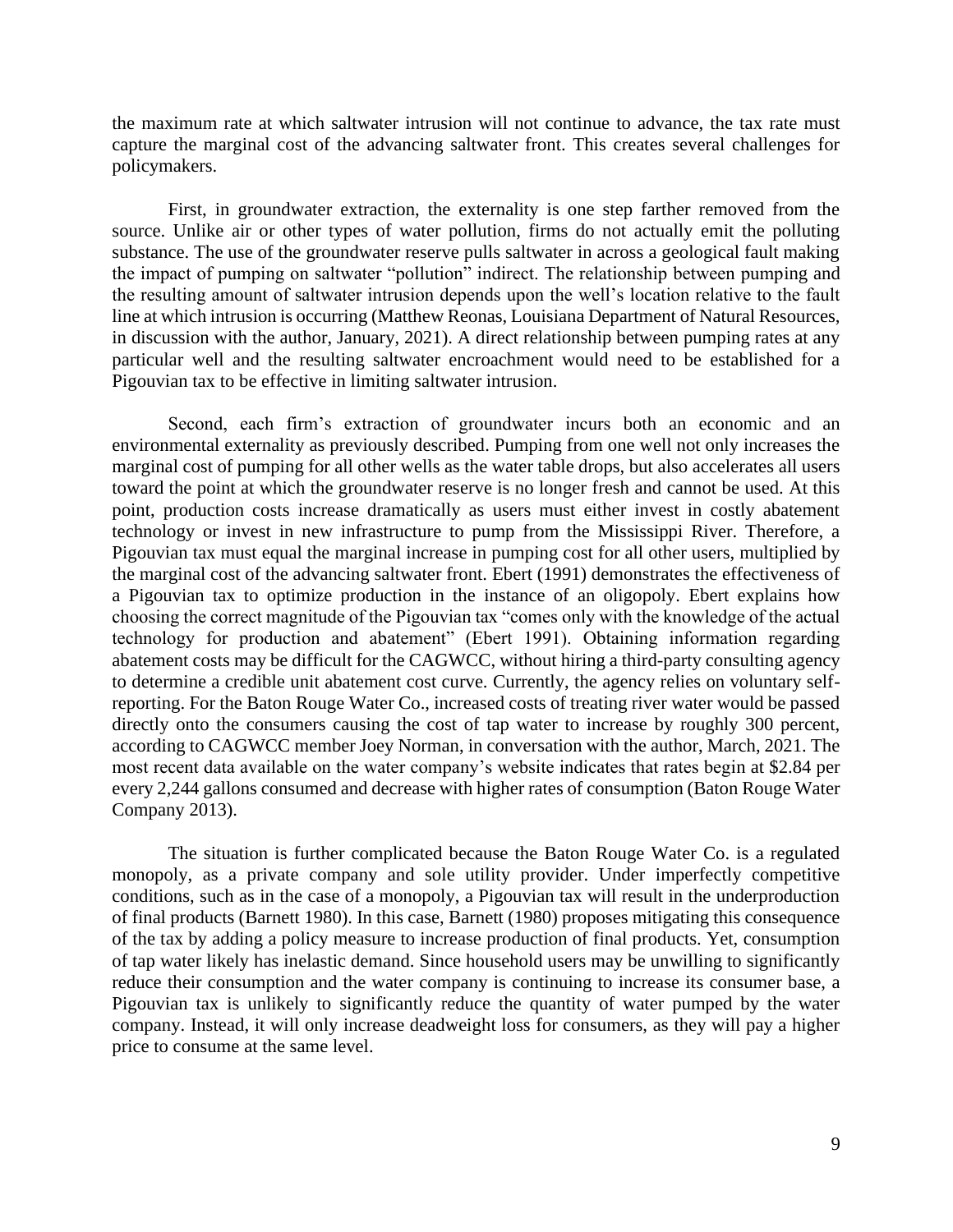the maximum rate at which saltwater intrusion will not continue to advance, the tax rate must capture the marginal cost of the advancing saltwater front. This creates several challenges for policymakers.

First, in groundwater extraction, the externality is one step farther removed from the source. Unlike air or other types of water pollution, firms do not actually emit the polluting substance. The use of the groundwater reserve pulls saltwater in across a geological fault making the impact of pumping on saltwater "pollution" indirect. The relationship between pumping and the resulting amount of saltwater intrusion depends upon the well's location relative to the fault line at which intrusion is occurring (Matthew Reonas, Louisiana Department of Natural Resources, in discussion with the author, January, 2021). A direct relationship between pumping rates at any particular well and the resulting saltwater encroachment would need to be established for a Pigouvian tax to be effective in limiting saltwater intrusion.

Second, each firm's extraction of groundwater incurs both an economic and an environmental externality as previously described. Pumping from one well not only increases the marginal cost of pumping for all other wells as the water table drops, but also accelerates all users toward the point at which the groundwater reserve is no longer fresh and cannot be used. At this point, production costs increase dramatically as users must either invest in costly abatement technology or invest in new infrastructure to pump from the Mississippi River. Therefore, a Pigouvian tax must equal the marginal increase in pumping cost for all other users, multiplied by the marginal cost of the advancing saltwater front. Ebert (1991) demonstrates the effectiveness of a Pigouvian tax to optimize production in the instance of an oligopoly. Ebert explains how choosing the correct magnitude of the Pigouvian tax "comes only with the knowledge of the actual technology for production and abatement" (Ebert 1991). Obtaining information regarding abatement costs may be difficult for the CAGWCC, without hiring a third-party consulting agency to determine a credible unit abatement cost curve. Currently, the agency relies on voluntary self-reporting. For the Baton Rouge Water Co., increased costs of treating river water would be passed directly onto the consumers causing the cost of tap water to increase by roughly 300 percent, according to CAGWCC member Joey Norman, in conversation with the author, March, 2021. The most recent data available on the water company's website indicates that rates begin at \$2.84 per every 2,244 gallons consumed and decrease with higher rates of consumption (Baton Rouge Water Company 2013).

The situation is further complicated because the Baton Rouge Water Co. is a regulated monopoly, as a private company and sole utility provider. Under imperfectly competitive conditions, such as in the case of a monopoly, a Pigouvian tax will result in the underproduction of final products (Barnett 1980). In this case, Barnett (1980) proposes mitigating this consequence of the tax by adding a policy measure to increase production of final products. Yet, consumption of tap water likely has inelastic demand. Since household users may be unwilling to significantly reduce their consumption and the water company is continuing to increase its consumer base, a Pigouvian tax is unlikely to significantly reduce the quantity of water pumped by the water company. Instead, it will only increase deadweight loss for consumers, as they will pay a higher price to consume at the same level.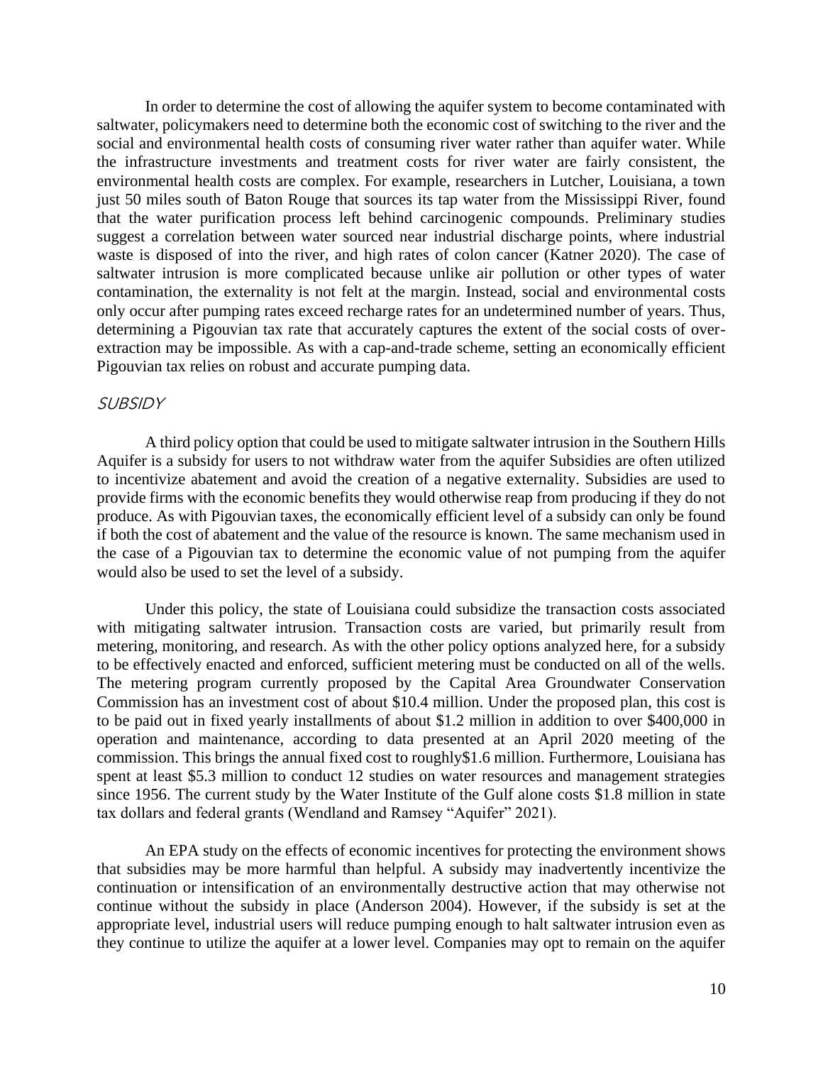In order to determine the cost of allowing the aquifer system to become contaminated with saltwater, policymakers need to determine both the economic cost of switching to the river and the social and environmental health costs of consuming river water rather than aquifer water. While the infrastructure investments and treatment costs for river water are fairly consistent, the environmental health costs are complex. For example, researchers in Lutcher, Louisiana, a town just 50 miles south of Baton Rouge that sources its tap water from the Mississippi River, found that the water purification process left behind carcinogenic compounds. Preliminary studies suggest a correlation between water sourced near industrial discharge points, where industrial waste is disposed of into the river, and high rates of colon cancer (Katner 2020). The case of saltwater intrusion is more complicated because unlike air pollution or other types of water contamination, the externality is not felt at the margin. Instead, social and environmental costs only occur after pumping rates exceed recharge rates for an undetermined number of years. Thus, determining a Pigouvian tax rate that accurately captures the extent of the social costs of over-extraction may be impossible. As with a cap-and-trade scheme, setting an economically efficient Pigouvian tax relies on robust and accurate pumping data.

### *SUBSIDY*

A third policy option that could be used to mitigate saltwater intrusion in the Southern Hills Aquifer is a subsidy for users to not withdraw water from the aquifer Subsidies are often utilized to incentivize abatement and avoid the creation of a negative externality. Subsidies are used to provide firms with the economic benefits they would otherwise reap from producing if they do not produce. As with Pigouvian taxes, the economically efficient level of a subsidy can only be found if both the cost of abatement and the value of the resource is known. The same mechanism used in the case of a Pigouvian tax to determine the economic value of not pumping from the aquifer would also be used to set the level of a subsidy.

Under this policy, the state of Louisiana could subsidize the transaction costs associated with mitigating saltwater intrusion. Transaction costs are varied, but primarily result from metering, monitoring, and research. As with the other policy options analyzed here, for a subsidy to be effectively enacted and enforced, sufficient metering must be conducted on all of the wells. The metering program currently proposed by the Capital Area Groundwater Conservation Commission has an investment cost of about $10.4 million. Under the proposed plan, this cost is to be paid out in fixed yearly installments of about $1.2 million in addition to over $400,000 in operation and maintenance, according to data presented at an April 2020 meeting of the commission. This brings the annual fixed cost to roughly$1.6 million. Furthermore, Louisiana has spent at least $5.3 million to conduct 12 studies on water resources and management strategies since 1956. The current study by the Water Institute of the Gulf alone costs $1.8 million in state tax dollars and federal grants (Wendland and Ramsey "Aquifer" 2021).

An EPA study on the effects of economic incentives for protecting the environment shows that subsidies may be more harmful than helpful. A subsidy may inadvertently incentivize the continuation or intensification of an environmentally destructive action that may otherwise not continue without the subsidy in place (Anderson 2004). However, if the subsidy is set at the appropriate level, industrial users will reduce pumping enough to halt saltwater intrusion even as they continue to utilize the aquifer at a lower level. Companies may opt to remain on the aquifer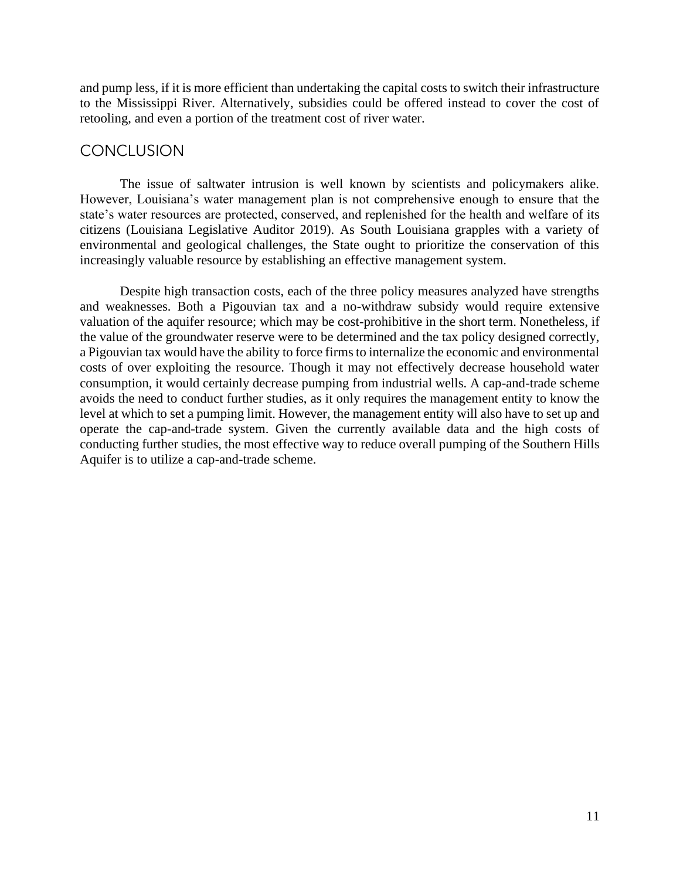and pump less, if it is more efficient than undertaking the capital costs to switch their infrastructure to the Mississippi River. Alternatively, subsidies could be offered instead to cover the cost of retooling, and even a portion of the treatment cost of river water.

## CONCLUSION

The issue of saltwater intrusion is well known by scientists and policymakers alike. However, Louisiana's water management plan is not comprehensive enough to ensure that the state's water resources are protected, conserved, and replenished for the health and welfare of its citizens (Louisiana Legislative Auditor 2019). As South Louisiana grapples with a variety of environmental and geological challenges, the State ought to prioritize the conservation of this increasingly valuable resource by establishing an effective management system.

Despite high transaction costs, each of the three policy measures analyzed have strengths and weaknesses. Both a Pigouvian tax and a no-withdraw subsidy would require extensive valuation of the aquifer resource; which may be cost-prohibitive in the short term. Nonetheless, if the value of the groundwater reserve were to be determined and the tax policy designed correctly, a Pigouvian tax would have the ability to force firms to internalize the economic and environmental costs of over exploiting the resource. Though it may not effectively decrease household water consumption, it would certainly decrease pumping from industrial wells. A cap-and-trade scheme avoids the need to conduct further studies, as it only requires the management entity to know the level at which to set a pumping limit. However, the management entity will also have to set up and operate the cap-and-trade system. Given the currently available data and the high costs of conducting further studies, the most effective way to reduce overall pumping of the Southern Hills Aquifer is to utilize a cap-and-trade scheme.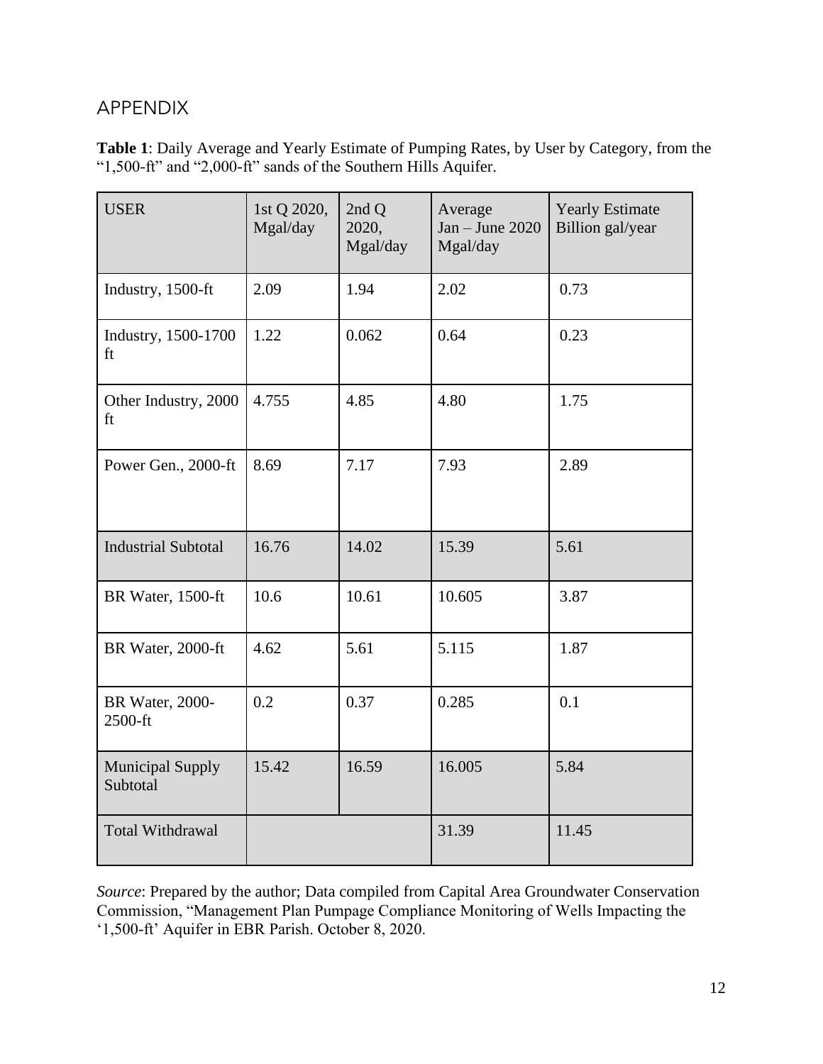## APPENDIX

**Table 1**: Daily Average and Yearly Estimate of Pumping Rates, by User by Category, from the "1,500-ft" and "2,000-ft" sands of the Southern Hills Aquifer.

| USER | 1st Q 2020, Mgal/day | 2nd Q 2020, Mgal/day | Average Jan – June 2020 Mgal/day | Yearly Estimate Billion gal/year |
|---|---|---|---|---|
| Industry, 1500-ft | 2.09 | 1.94 | 2.02 | 0.73 |
| Industry, 1500-1700 ft | 1.22 | 0.062 | 0.64 | 0.23 |
| Other Industry, 2000 ft | 4.755 | 4.85 | 4.80 | 1.75 |
| Power Gen., 2000-ft | 8.69 | 7.17 | 7.93 | 2.89 |
| Industrial Subtotal | 16.76 | 14.02 | 15.39 | 5.61 |
| BR Water, 1500-ft | 10.6 | 10.61 | 10.605 | 3.87 |
| BR Water, 2000-ft | 4.62 | 5.61 | 5.115 | 1.87 |
| BR Water, 2000-2500-ft | 0.2 | 0.37 | 0.285 | 0.1 |
| Municipal Supply Subtotal | 15.42 | 16.59 | 16.005 | 5.84 |
| Total Withdrawal | | | 31.39 | 11.45 |

*Source*: Prepared by the author; Data compiled from Capital Area Groundwater Conservation Commission, "Management Plan Pumpage Compliance Monitoring of Wells Impacting the '1,500-ft' Aquifer in EBR Parish. October 8, 2020.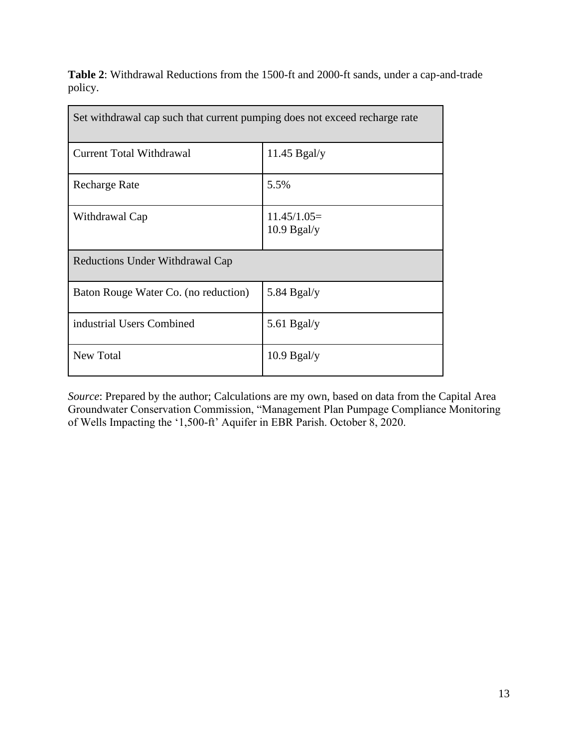**Table 2**: Withdrawal Reductions from the 1500-ft and 2000-ft sands, under a cap-and-trade policy.

| Set withdrawal cap such that current pumping does not exceed recharge rate | |
|---|---|
| Current Total Withdrawal | 11.45 Bgal/y |
| Recharge Rate | 5.5% |
| Withdrawal Cap | 11.45/1.05= 10.9 Bgal/y |
| Reductions Under Withdrawal Cap | |
| Baton Rouge Water Co. (no reduction) | 5.84 Bgal/y |
| industrial Users Combined | 5.61 Bgal/y |
| New Total | 10.9 Bgal/y |

*Source*: Prepared by the author; Calculations are my own, based on data from the Capital Area Groundwater Conservation Commission, "Management Plan Pumpage Compliance Monitoring of Wells Impacting the '1,500-ft' Aquifer in EBR Parish. October 8, 2020.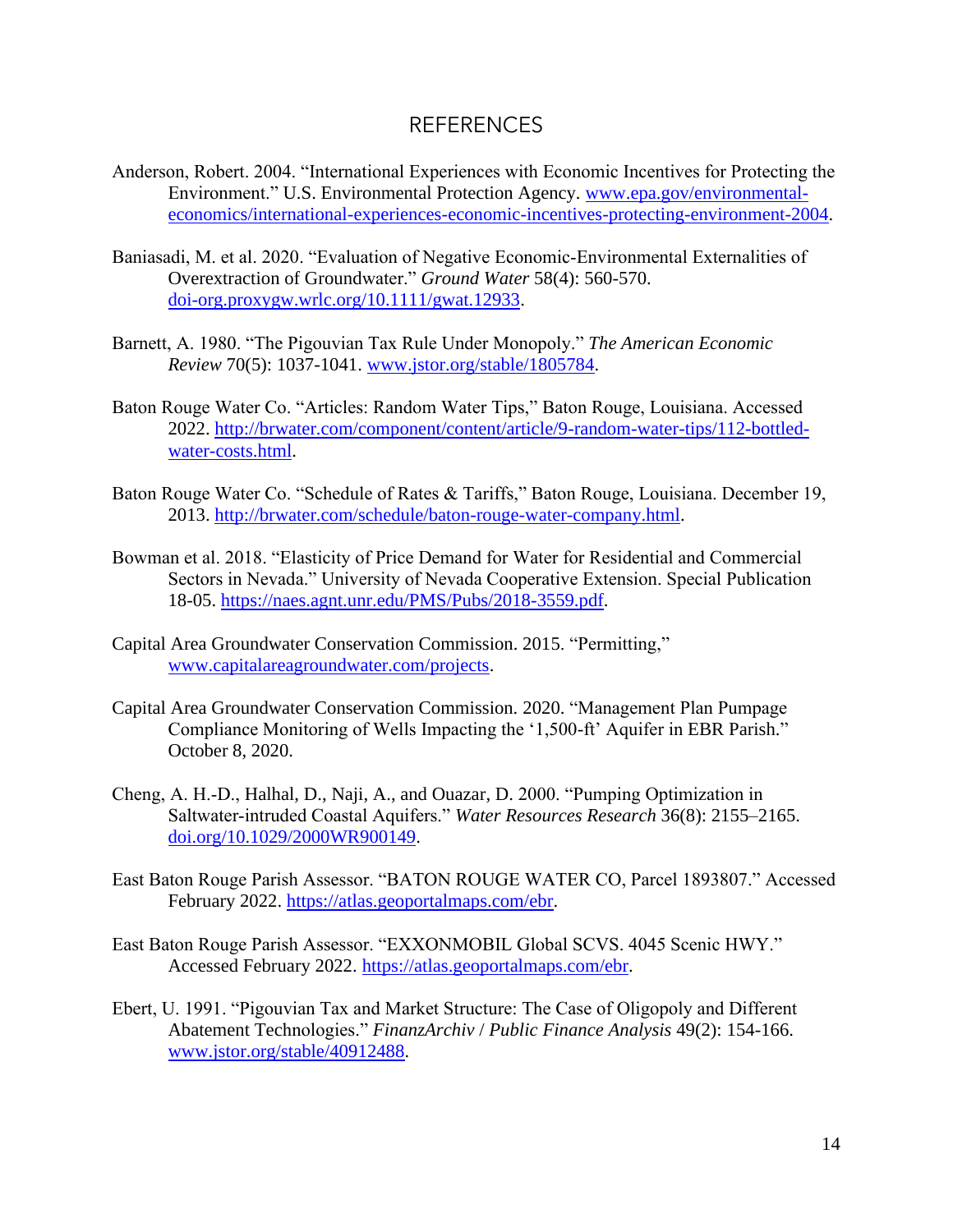# REFERENCES

Anderson, Robert. 2004. "International Experiences with Economic Incentives for Protecting the Environment." U.S. Environmental Protection Agency. www.epa.gov/environmental-economics/international-experiences-economic-incentives-protecting-environment-2004.

Baniasadi, M. et al. 2020. "Evaluation of Negative Economic-Environmental Externalities of Overextraction of Groundwater." *Ground Water* 58(4): 560-570. doi-org.proxygw.wrlc.org/10.1111/gwat.12933.

Barnett, A. 1980. "The Pigouvian Tax Rule Under Monopoly." *The American Economic Review* 70(5): 1037-1041. www.jstor.org/stable/1805784.

Baton Rouge Water Co. "Articles: Random Water Tips," Baton Rouge, Louisiana. Accessed 2022. http://brwater.com/component/content/article/9-random-water-tips/112-bottled-water-costs.html.

Baton Rouge Water Co. "Schedule of Rates & Tariffs," Baton Rouge, Louisiana. December 19, 2013. http://brwater.com/schedule/baton-rouge-water-company.html.

Bowman et al. 2018. "Elasticity of Price Demand for Water for Residential and Commercial Sectors in Nevada." University of Nevada Cooperative Extension. Special Publication 18-05. https://naes.agnt.unr.edu/PMS/Pubs/2018-3559.pdf.

Capital Area Groundwater Conservation Commission. 2015. "Permitting," www.capitalareagroundwater.com/projects.

Capital Area Groundwater Conservation Commission. 2020. "Management Plan Pumpage Compliance Monitoring of Wells Impacting the '1,500-ft' Aquifer in EBR Parish." October 8, 2020.

Cheng, A. H.-D., Halhal, D., Naji, A., and Ouazar, D. 2000. "Pumping Optimization in Saltwater-intruded Coastal Aquifers." *Water Resources Research* 36(8): 2155–2165. doi.org/10.1029/2000WR900149.

East Baton Rouge Parish Assessor. "BATON ROUGE WATER CO, Parcel 1893807." Accessed February 2022. https://atlas.geoportalmaps.com/ebr.

East Baton Rouge Parish Assessor. "EXXONMOBIL Global SCVS. 4045 Scenic HWY." Accessed February 2022. https://atlas.geoportalmaps.com/ebr.

Ebert, U. 1991. "Pigouvian Tax and Market Structure: The Case of Oligopoly and Different Abatement Technologies." *FinanzArchiv / Public Finance Analysis* 49(2): 154-166. www.jstor.org/stable/40912488.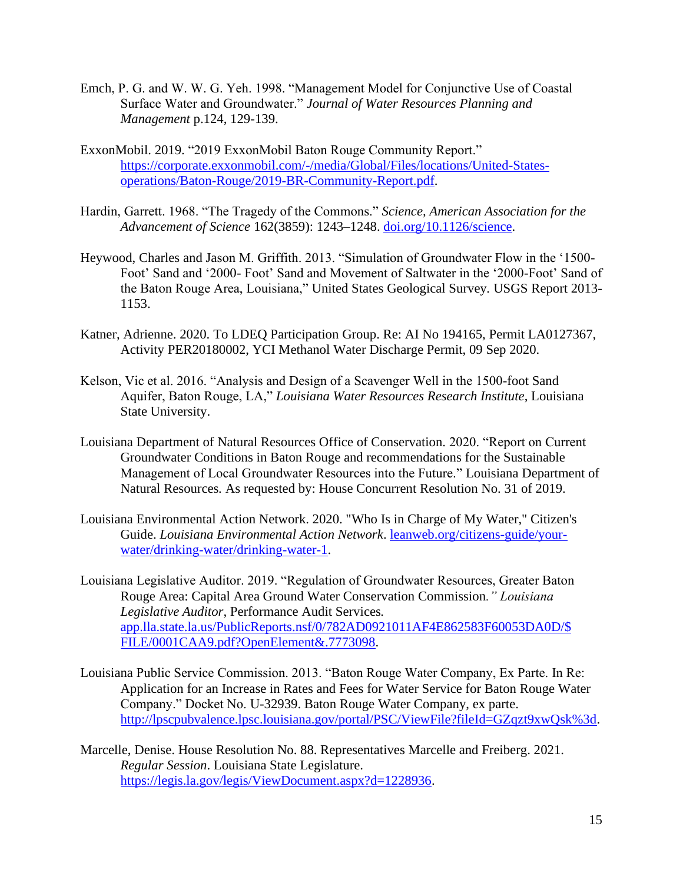Emch, P. G. and W. W. G. Yeh. 1998. “Management Model for Conjunctive Use of Coastal Surface Water and Groundwater.” *Journal of Water Resources Planning and Management* p.124, 129-139.

ExxonMobil. 2019. “2019 ExxonMobil Baton Rouge Community Report.” https://corporate.exxonmobil.com/-/media/Global/Files/locations/United-States-operations/Baton-Rouge/2019-BR-Community-Report.pdf.

Hardin, Garrett. 1968. “The Tragedy of the Commons.” *Science, American Association for the Advancement of Science* 162(3859): 1243–1248. doi.org/10.1126/science.

Heywood, Charles and Jason M. Griffith. 2013. “Simulation of Groundwater Flow in the ‘1500-Foot’ Sand and ‘2000- Foot’ Sand and Movement of Saltwater in the ‘2000-Foot’ Sand of the Baton Rouge Area, Louisiana,” United States Geological Survey. USGS Report 2013-1153.

Katner, Adrienne. 2020. To LDEQ Participation Group. Re: AI No 194165, Permit LA0127367, Activity PER20180002, YCI Methanol Water Discharge Permit, 09 Sep 2020.

Kelson, Vic et al. 2016. “Analysis and Design of a Scavenger Well in the 1500-foot Sand Aquifer, Baton Rouge, LA,” *Louisiana Water Resources Research Institute*, Louisiana State University.

Louisiana Department of Natural Resources Office of Conservation. 2020. “Report on Current Groundwater Conditions in Baton Rouge and recommendations for the Sustainable Management of Local Groundwater Resources into the Future.” Louisiana Department of Natural Resources. As requested by: House Concurrent Resolution No. 31 of 2019.

Louisiana Environmental Action Network. 2020. "Who Is in Charge of My Water," Citizen's Guide. *Louisiana Environmental Action Network*. leanweb.org/citizens-guide/your-water/drinking-water/drinking-water-1.

Louisiana Legislative Auditor. 2019. “Regulation of Groundwater Resources, Greater Baton Rouge Area: Capital Area Ground Water Conservation Commission*.” Louisiana Legislative Auditor*, Performance Audit Services*.* app.lla.state.la.us/PublicReports.nsf/0/782AD0921011AF4E862583F60053DA0D/$FILE/0001CAA9.pdf?OpenElement&.7773098.

Louisiana Public Service Commission. 2013. “Baton Rouge Water Company, Ex Parte. In Re: Application for an Increase in Rates and Fees for Water Service for Baton Rouge Water Company.” Docket No. U-32939. Baton Rouge Water Company, ex parte. http://lpscpubvalence.lpsc.louisiana.gov/portal/PSC/ViewFile?fileId=GZqzt9xwQsk%3d.

Marcelle, Denise. House Resolution No. 88. Representatives Marcelle and Freiberg. 2021. *Regular Session*. Louisiana State Legislature. https://legis.la.gov/legis/ViewDocument.aspx?d=1228936.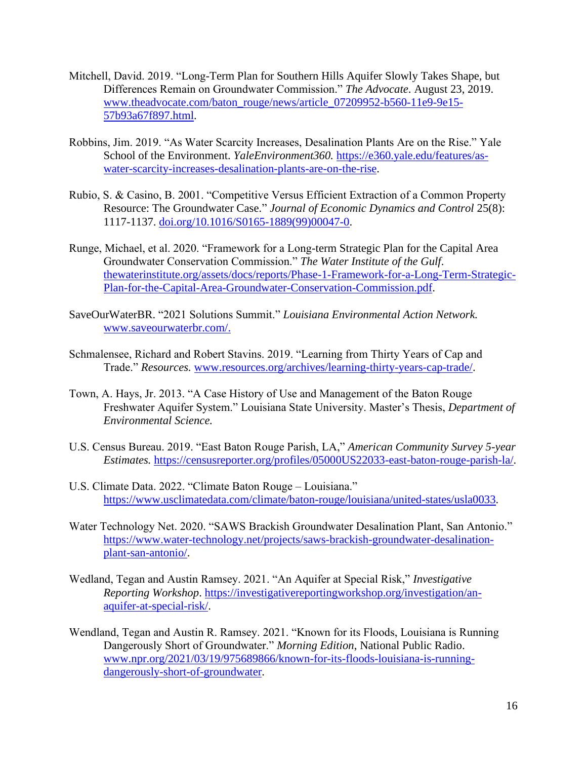Mitchell, David. 2019. "Long-Term Plan for Southern Hills Aquifer Slowly Takes Shape, but Differences Remain on Groundwater Commission." *The Advocate*. August 23, 2019. [www.theadvocate.com/baton_rouge/news/article_07209952-b560-11e9-9e15-57b93a67f897.html](www.theadvocate.com/baton_rouge/news/article_07209952-b560-11e9-9e15-57b93a67f897.html).

Robbins, Jim. 2019. "As Water Scarcity Increases, Desalination Plants Are on the Rise." Yale School of the Environment. *YaleEnvironment360.* [https://e360.yale.edu/features/as-water-scarcity-increases-desalination-plants-are-on-the-rise](https://e360.yale.edu/features/as-water-scarcity-increases-desalination-plants-are-on-the-rise).

Rubio, S. & Casino, B. 2001. "Competitive Versus Efficient Extraction of a Common Property Resource: The Groundwater Case." *Journal of Economic Dynamics and Control* 25(8): 1117-1137. [doi.org/10.1016/S0165-1889(99)00047-0](doi.org/10.1016/S0165-1889(99)00047-0).

Runge, Michael, et al. 2020. "Framework for a Long-term Strategic Plan for the Capital Area Groundwater Conservation Commission." *The Water Institute of the Gulf.* [thewaterinstitute.org/assets/docs/reports/Phase-1-Framework-for-a-Long-Term-Strategic-Plan-for-the-Capital-Area-Groundwater-Conservation-Commission.pdf](thewaterinstitute.org/assets/docs/reports/Phase-1-Framework-for-a-Long-Term-Strategic-Plan-for-the-Capital-Area-Groundwater-Conservation-Commission.pdf).

SaveOurWaterBR. "2021 Solutions Summit." *Louisiana Environmental Action Network.* [www.saveourwaterbr.com/.](www.saveourwaterbr.com/)

Schmalensee, Richard and Robert Stavins. 2019. "Learning from Thirty Years of Cap and Trade." *Resources.* [www.resources.org/archives/learning-thirty-years-cap-trade/](www.resources.org/archives/learning-thirty-years-cap-trade/).

Town, A. Hays, Jr. 2013. "A Case History of Use and Management of the Baton Rouge Freshwater Aquifer System." Louisiana State University. Master's Thesis, *Department of Environmental Science.*

U.S. Census Bureau. 2019. "East Baton Rouge Parish, LA," *American Community Survey 5-year Estimates.* [https://censusreporter.org/profiles/05000US22033-east-baton-rouge-parish-la/](https://censusreporter.org/profiles/05000US22033-east-baton-rouge-parish-la/).

U.S. Climate Data. 2022. "Climate Baton Rouge – Louisiana." [https://www.usclimatedata.com/climate/baton-rouge/louisiana/united-states/usla0033](https://www.usclimatedata.com/climate/baton-rouge/louisiana/united-states/usla0033).

Water Technology Net. 2020. "SAWS Brackish Groundwater Desalination Plant, San Antonio." [https://www.water-technology.net/projects/saws-brackish-groundwater-desalination-plant-san-antonio/](https://www.water-technology.net/projects/saws-brackish-groundwater-desalination-plant-san-antonio/).

Wedland, Tegan and Austin Ramsey. 2021. "An Aquifer at Special Risk," *Investigative Reporting Workshop*. [https://investigativereportingworkshop.org/investigation/an-aquifer-at-special-risk/](https://investigativereportingworkshop.org/investigation/an-aquifer-at-special-risk/).

Wendland, Tegan and Austin R. Ramsey. 2021. "Known for its Floods, Louisiana is Running Dangerously Short of Groundwater." *Morning Edition*, National Public Radio. [www.npr.org/2021/03/19/975689866/known-for-its-floods-louisiana-is-running-dangerously-short-of-groundwater](www.npr.org/2021/03/19/975689866/known-for-its-floods-louisiana-is-running-dangerously-short-of-groundwater).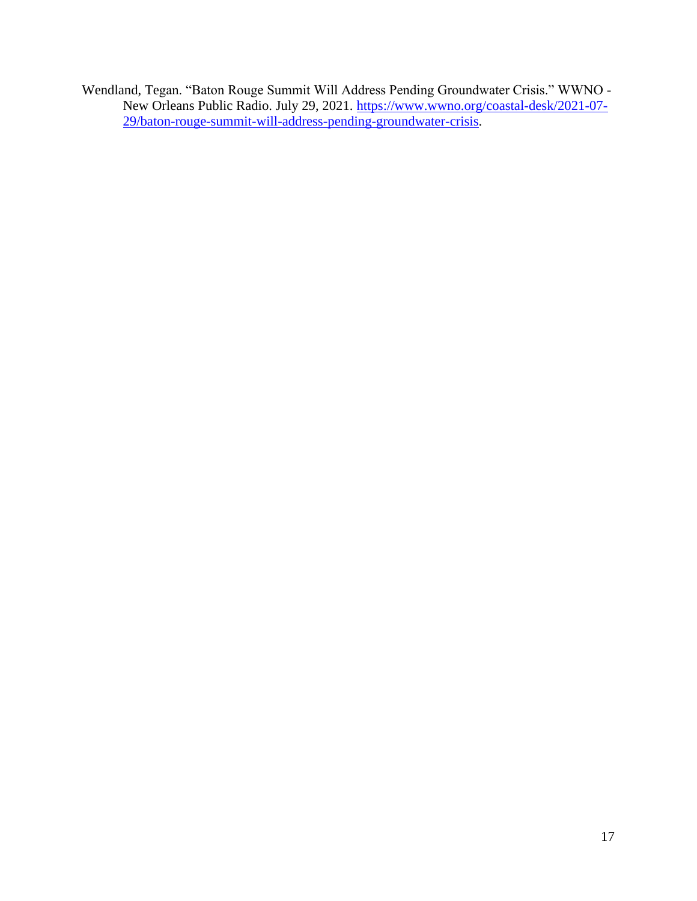Wendland, Tegan. "Baton Rouge Summit Will Address Pending Groundwater Crisis." WWNO - New Orleans Public Radio. July 29, 2021. https://www.wwno.org/coastal-desk/2021-07-29/baton-rouge-summit-will-address-pending-groundwater-crisis.